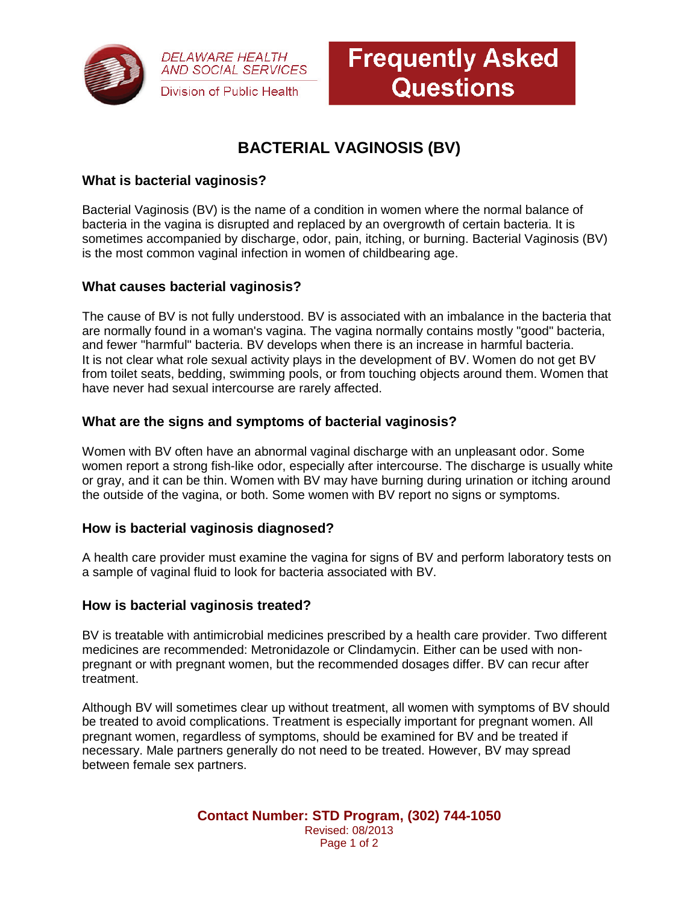DELAWARE HEALTH AND SOCIAL SERVICES
Division of Public Health

**Frequently Asked Questions**

# BACTERIAL VAGINOSIS (BV)

## What is bacterial vaginosis?

Bacterial Vaginosis (BV) is the name of a condition in women where the normal balance of bacteria in the vagina is disrupted and replaced by an overgrowth of certain bacteria. It is sometimes accompanied by discharge, odor, pain, itching, or burning. Bacterial Vaginosis (BV) is the most common vaginal infection in women of childbearing age.

## What causes bacterial vaginosis?

The cause of BV is not fully understood. BV is associated with an imbalance in the bacteria that are normally found in a woman's vagina. The vagina normally contains mostly "good" bacteria, and fewer "harmful" bacteria. BV develops when there is an increase in harmful bacteria. It is not clear what role sexual activity plays in the development of BV. Women do not get BV from toilet seats, bedding, swimming pools, or from touching objects around them. Women that have never had sexual intercourse are rarely affected.

## What are the signs and symptoms of bacterial vaginosis?

Women with BV often have an abnormal vaginal discharge with an unpleasant odor. Some women report a strong fish-like odor, especially after intercourse. The discharge is usually white or gray, and it can be thin. Women with BV may have burning during urination or itching around the outside of the vagina, or both. Some women with BV report no signs or symptoms.

## How is bacterial vaginosis diagnosed?

A health care provider must examine the vagina for signs of BV and perform laboratory tests on a sample of vaginal fluid to look for bacteria associated with BV.

## How is bacterial vaginosis treated?

BV is treatable with antimicrobial medicines prescribed by a health care provider. Two different medicines are recommended: Metronidazole or Clindamycin. Either can be used with non-pregnant or with pregnant women, but the recommended dosages differ. BV can recur after treatment.

Although BV will sometimes clear up without treatment, all women with symptoms of BV should be treated to avoid complications. Treatment is especially important for pregnant women. All pregnant women, regardless of symptoms, should be examined for BV and be treated if necessary. Male partners generally do not need to be treated. However, BV may spread between female sex partners.

**Contact Number: STD Program, (302) 744-1050**

Revised: 08/2013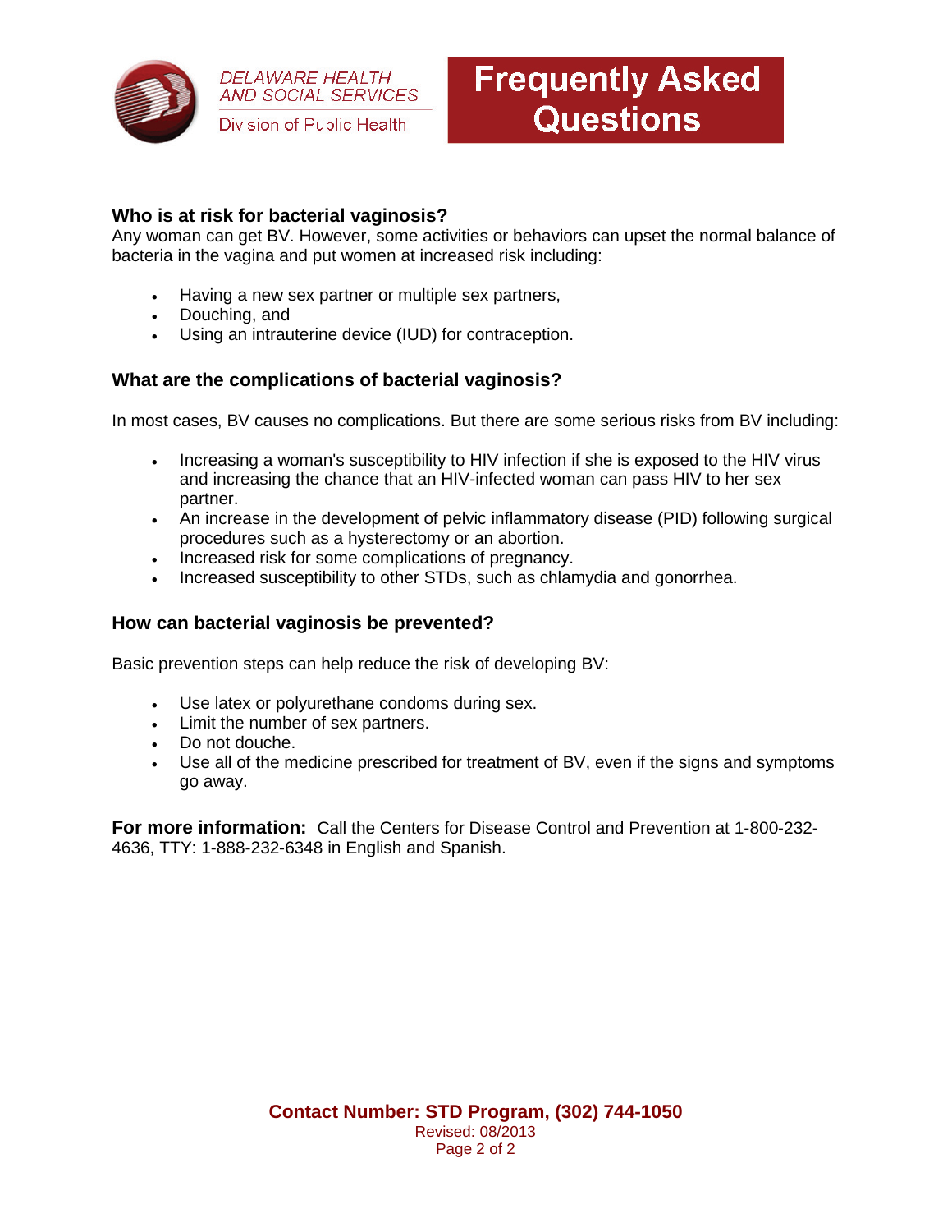DELAWARE HEALTH AND SOCIAL SERVICES

Division of Public Health

# Frequently Asked Questions

### Who is at risk for bacterial vaginosis?

Any woman can get BV. However, some activities or behaviors can upset the normal balance of bacteria in the vagina and put women at increased risk including:

- Having a new sex partner or multiple sex partners,
- Douching, and
- Using an intrauterine device (IUD) for contraception.

### What are the complications of bacterial vaginosis?

In most cases, BV causes no complications. But there are some serious risks from BV including:

- Increasing a woman's susceptibility to HIV infection if she is exposed to the HIV virus and increasing the chance that an HIV-infected woman can pass HIV to her sex partner.
- An increase in the development of pelvic inflammatory disease (PID) following surgical procedures such as a hysterectomy or an abortion.
- Increased risk for some complications of pregnancy.
- Increased susceptibility to other STDs, such as chlamydia and gonorrhea.

### How can bacterial vaginosis be prevented?

Basic prevention steps can help reduce the risk of developing BV:

- Use latex or polyurethane condoms during sex.
- Limit the number of sex partners.
- Do not douche.
- Use all of the medicine prescribed for treatment of BV, even if the signs and symptoms go away.

**For more information:** Call the Centers for Disease Control and Prevention at 1-800-232-4636, TTY: 1-888-232-6348 in English and Spanish.

**Contact Number: STD Program, (302) 744-1050**

Revised: 08/2013